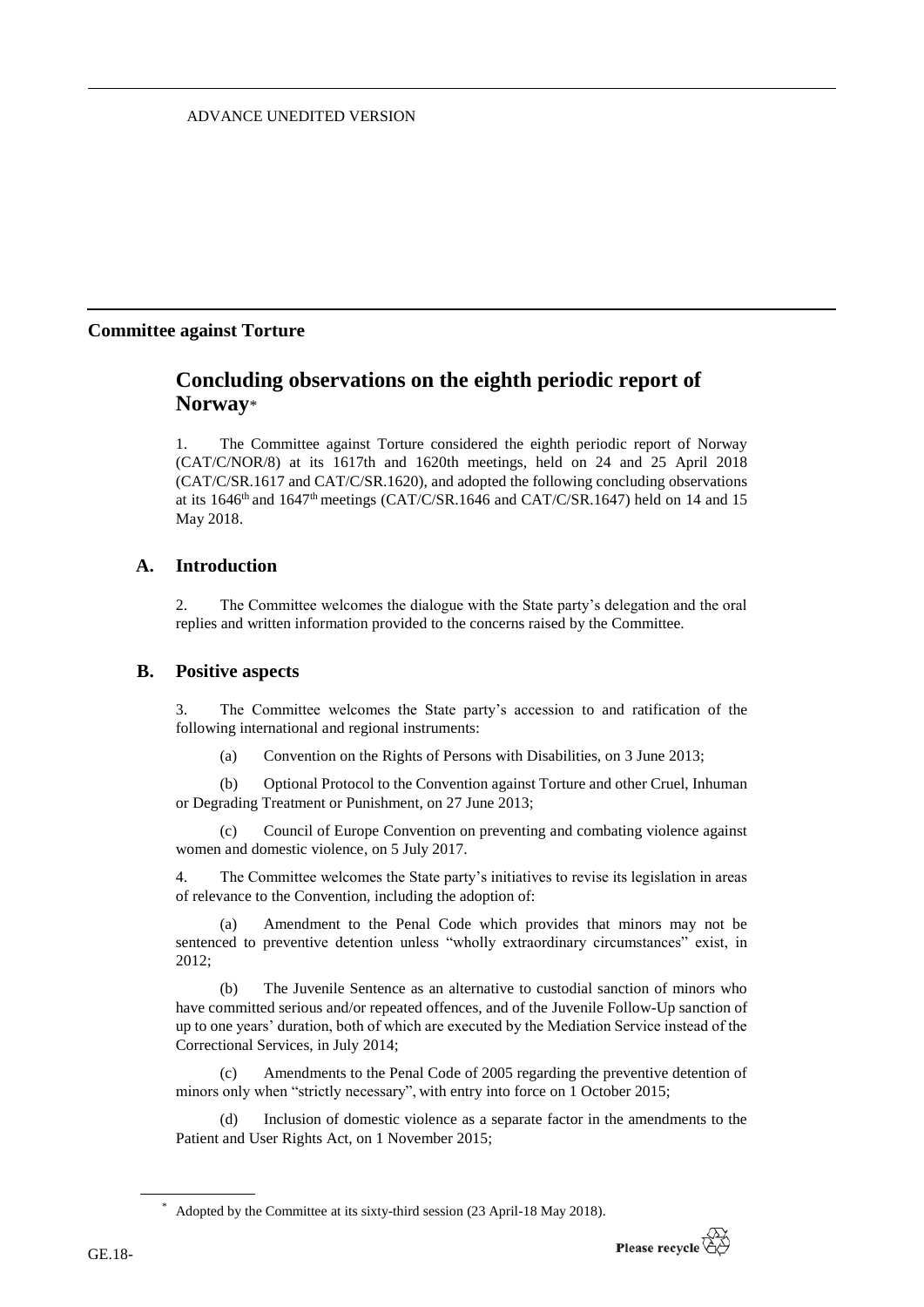ADVANCE UNEDITED VERSION

# Committee against Torture

## Concluding observations on the eighth periodic report of Norway*

1. The Committee against Torture considered the eighth periodic report of Norway (CAT/C/NOR/8) at its 1617th and 1620th meetings, held on 24 and 25 April 2018 (CAT/C/SR.1617 and CAT/C/SR.1620), and adopted the following concluding observations at its 1646th and 1647th meetings (CAT/C/SR.1646 and CAT/C/SR.1647) held on 14 and 15 May 2018.

### A. Introduction

2. The Committee welcomes the dialogue with the State party's delegation and the oral replies and written information provided to the concerns raised by the Committee.

### B. Positive aspects

3. The Committee welcomes the State party's accession to and ratification of the following international and regional instruments:

(a) Convention on the Rights of Persons with Disabilities, on 3 June 2013;

(b) Optional Protocol to the Convention against Torture and other Cruel, Inhuman or Degrading Treatment or Punishment, on 27 June 2013;

(c) Council of Europe Convention on preventing and combating violence against women and domestic violence, on 5 July 2017.

4. The Committee welcomes the State party's initiatives to revise its legislation in areas of relevance to the Convention, including the adoption of:

(a) Amendment to the Penal Code which provides that minors may not be sentenced to preventive detention unless "wholly extraordinary circumstances" exist, in 2012;

(b) The Juvenile Sentence as an alternative to custodial sanction of minors who have committed serious and/or repeated offences, and of the Juvenile Follow-Up sanction of up to one years' duration, both of which are executed by the Mediation Service instead of the Correctional Services, in July 2014;

(c) Amendments to the Penal Code of 2005 regarding the preventive detention of minors only when "strictly necessary", with entry into force on 1 October 2015;

(d) Inclusion of domestic violence as a separate factor in the amendments to the Patient and User Rights Act, on 1 November 2015;

* Adopted by the Committee at its sixty-third session (23 April-18 May 2018).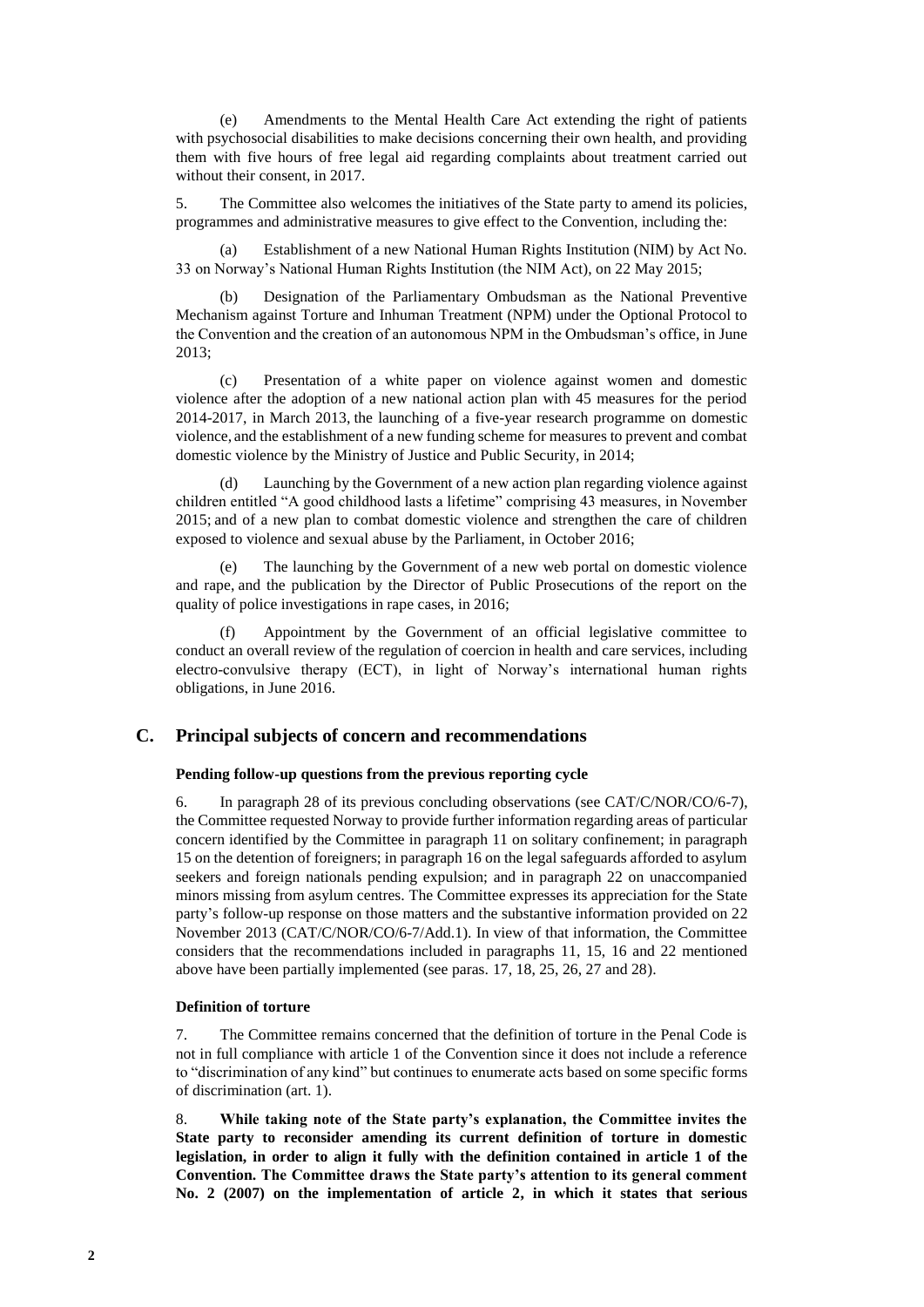(e) Amendments to the Mental Health Care Act extending the right of patients with psychosocial disabilities to make decisions concerning their own health, and providing them with five hours of free legal aid regarding complaints about treatment carried out without their consent, in 2017.

5. The Committee also welcomes the initiatives of the State party to amend its policies, programmes and administrative measures to give effect to the Convention, including the:

(a) Establishment of a new National Human Rights Institution (NIM) by Act No. 33 on Norway's National Human Rights Institution (the NIM Act), on 22 May 2015;

(b) Designation of the Parliamentary Ombudsman as the National Preventive Mechanism against Torture and Inhuman Treatment (NPM) under the Optional Protocol to the Convention and the creation of an autonomous NPM in the Ombudsman's office, in June 2013;

(c) Presentation of a white paper on violence against women and domestic violence after the adoption of a new national action plan with 45 measures for the period 2014-2017, in March 2013, the launching of a five-year research programme on domestic violence, and the establishment of a new funding scheme for measures to prevent and combat domestic violence by the Ministry of Justice and Public Security, in 2014;

(d) Launching by the Government of a new action plan regarding violence against children entitled "A good childhood lasts a lifetime" comprising 43 measures, in November 2015; and of a new plan to combat domestic violence and strengthen the care of children exposed to violence and sexual abuse by the Parliament, in October 2016;

(e) The launching by the Government of a new web portal on domestic violence and rape, and the publication by the Director of Public Prosecutions of the report on the quality of police investigations in rape cases, in 2016;

(f) Appointment by the Government of an official legislative committee to conduct an overall review of the regulation of coercion in health and care services, including electro-convulsive therapy (ECT), in light of Norway's international human rights obligations, in June 2016.

## C. Principal subjects of concern and recommendations

### Pending follow-up questions from the previous reporting cycle

6. In paragraph 28 of its previous concluding observations (see CAT/C/NOR/CO/6-7), the Committee requested Norway to provide further information regarding areas of particular concern identified by the Committee in paragraph 11 on solitary confinement; in paragraph 15 on the detention of foreigners; in paragraph 16 on the legal safeguards afforded to asylum seekers and foreign nationals pending expulsion; and in paragraph 22 on unaccompanied minors missing from asylum centres. The Committee expresses its appreciation for the State party's follow-up response on those matters and the substantive information provided on 22 November 2013 (CAT/C/NOR/CO/6-7/Add.1). In view of that information, the Committee considers that the recommendations included in paragraphs 11, 15, 16 and 22 mentioned above have been partially implemented (see paras. 17, 18, 25, 26, 27 and 28).

### Definition of torture

7. The Committee remains concerned that the definition of torture in the Penal Code is not in full compliance with article 1 of the Convention since it does not include a reference to "discrimination of any kind" but continues to enumerate acts based on some specific forms of discrimination (art. 1).

8. **While taking note of the State party's explanation, the Committee invites the State party to reconsider amending its current definition of torture in domestic legislation, in order to align it fully with the definition contained in article 1 of the Convention. The Committee draws the State party's attention to its general comment No. 2 (2007) on the implementation of article 2, in which it states that serious**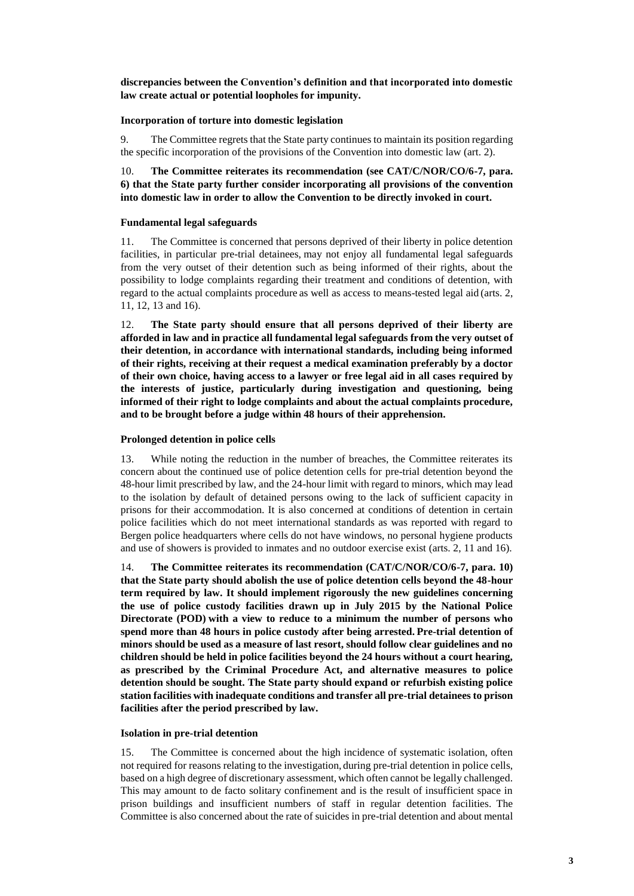**discrepancies between the Convention's definition and that incorporated into domestic law create actual or potential loopholes for impunity.**

**Incorporation of torture into domestic legislation**

9. The Committee regrets that the State party continues to maintain its position regarding the specific incorporation of the provisions of the Convention into domestic law (art. 2).

10. **The Committee reiterates its recommendation (see CAT/C/NOR/CO/6-7, para. 6) that the State party further consider incorporating all provisions of the convention into domestic law in order to allow the Convention to be directly invoked in court.**

**Fundamental legal safeguards**

11. The Committee is concerned that persons deprived of their liberty in police detention facilities, in particular pre-trial detainees, may not enjoy all fundamental legal safeguards from the very outset of their detention such as being informed of their rights, about the possibility to lodge complaints regarding their treatment and conditions of detention, with regard to the actual complaints procedure as well as access to means-tested legal aid (arts. 2, 11, 12, 13 and 16).

12. **The State party should ensure that all persons deprived of their liberty are afforded in law and in practice all fundamental legal safeguards from the very outset of their detention, in accordance with international standards, including being informed of their rights, receiving at their request a medical examination preferably by a doctor of their own choice, having access to a lawyer or free legal aid in all cases required by the interests of justice, particularly during investigation and questioning, being informed of their right to lodge complaints and about the actual complaints procedure, and to be brought before a judge within 48 hours of their apprehension.**

**Prolonged detention in police cells**

13. While noting the reduction in the number of breaches, the Committee reiterates its concern about the continued use of police detention cells for pre-trial detention beyond the 48-hour limit prescribed by law, and the 24-hour limit with regard to minors, which may lead to the isolation by default of detained persons owing to the lack of sufficient capacity in prisons for their accommodation. It is also concerned at conditions of detention in certain police facilities which do not meet international standards as was reported with regard to Bergen police headquarters where cells do not have windows, no personal hygiene products and use of showers is provided to inmates and no outdoor exercise exist (arts. 2, 11 and 16).

14. **The Committee reiterates its recommendation (CAT/C/NOR/CO/6-7, para. 10) that the State party should abolish the use of police detention cells beyond the 48-hour term required by law. It should implement rigorously the new guidelines concerning the use of police custody facilities drawn up in July 2015 by the National Police Directorate (POD) with a view to reduce to a minimum the number of persons who spend more than 48 hours in police custody after being arrested. Pre-trial detention of minors should be used as a measure of last resort, should follow clear guidelines and no children should be held in police facilities beyond the 24 hours without a court hearing, as prescribed by the Criminal Procedure Act, and alternative measures to police detention should be sought. The State party should expand or refurbish existing police station facilities with inadequate conditions and transfer all pre-trial detainees to prison facilities after the period prescribed by law.**

**Isolation in pre-trial detention**

15. The Committee is concerned about the high incidence of systematic isolation, often not required for reasons relating to the investigation, during pre-trial detention in police cells, based on a high degree of discretionary assessment, which often cannot be legally challenged. This may amount to de facto solitary confinement and is the result of insufficient space in prison buildings and insufficient numbers of staff in regular detention facilities. The Committee is also concerned about the rate of suicides in pre-trial detention and about mental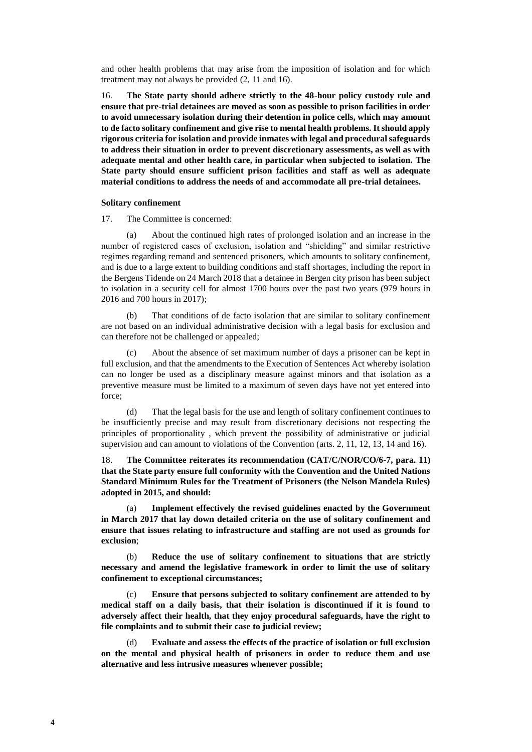and other health problems that may arise from the imposition of isolation and for which treatment may not always be provided (2, 11 and 16).

16. **The State party should adhere strictly to the 48-hour policy custody rule and ensure that pre-trial detainees are moved as soon as possible to prison facilities in order to avoid unnecessary isolation during their detention in police cells, which may amount to de facto solitary confinement and give rise to mental health problems. It should apply rigorous criteria for isolation and provide inmates with legal and procedural safeguards to address their situation in order to prevent discretionary assessments, as well as with adequate mental and other health care, in particular when subjected to isolation. The State party should ensure sufficient prison facilities and staff as well as adequate material conditions to address the needs of and accommodate all pre-trial detainees.**

#### Solitary confinement

17. The Committee is concerned:

(a) About the continued high rates of prolonged isolation and an increase in the number of registered cases of exclusion, isolation and "shielding" and similar restrictive regimes regarding remand and sentenced prisoners, which amounts to solitary confinement, and is due to a large extent to building conditions and staff shortages, including the report in the Bergens Tidende on 24 March 2018 that a detainee in Bergen city prison has been subject to isolation in a security cell for almost 1700 hours over the past two years (979 hours in 2016 and 700 hours in 2017);

(b) That conditions of de facto isolation that are similar to solitary confinement are not based on an individual administrative decision with a legal basis for exclusion and can therefore not be challenged or appealed;

(c) About the absence of set maximum number of days a prisoner can be kept in full exclusion, and that the amendments to the Execution of Sentences Act whereby isolation can no longer be used as a disciplinary measure against minors and that isolation as a preventive measure must be limited to a maximum of seven days have not yet entered into force;

(d) That the legal basis for the use and length of solitary confinement continues to be insufficiently precise and may result from discretionary decisions not respecting the principles of proportionality , which prevent the possibility of administrative or judicial supervision and can amount to violations of the Convention (arts. 2, 11, 12, 13, 14 and 16).

18. **The Committee reiterates its recommendation (CAT/C/NOR/CO/6-7, para. 11) that the State party ensure full conformity with the Convention and the United Nations Standard Minimum Rules for the Treatment of Prisoners (the Nelson Mandela Rules) adopted in 2015, and should:**

(a) **Implement effectively the revised guidelines enacted by the Government in March 2017 that lay down detailed criteria on the use of solitary confinement and ensure that issues relating to infrastructure and staffing are not used as grounds for exclusion**;

(b) **Reduce the use of solitary confinement to situations that are strictly necessary and amend the legislative framework in order to limit the use of solitary confinement to exceptional circumstances;**

(c) **Ensure that persons subjected to solitary confinement are attended to by medical staff on a daily basis, that their isolation is discontinued if it is found to adversely affect their health, that they enjoy procedural safeguards, have the right to file complaints and to submit their case to judicial review;**

(d) **Evaluate and assess the effects of the practice of isolation or full exclusion on the mental and physical health of prisoners in order to reduce them and use alternative and less intrusive measures whenever possible;**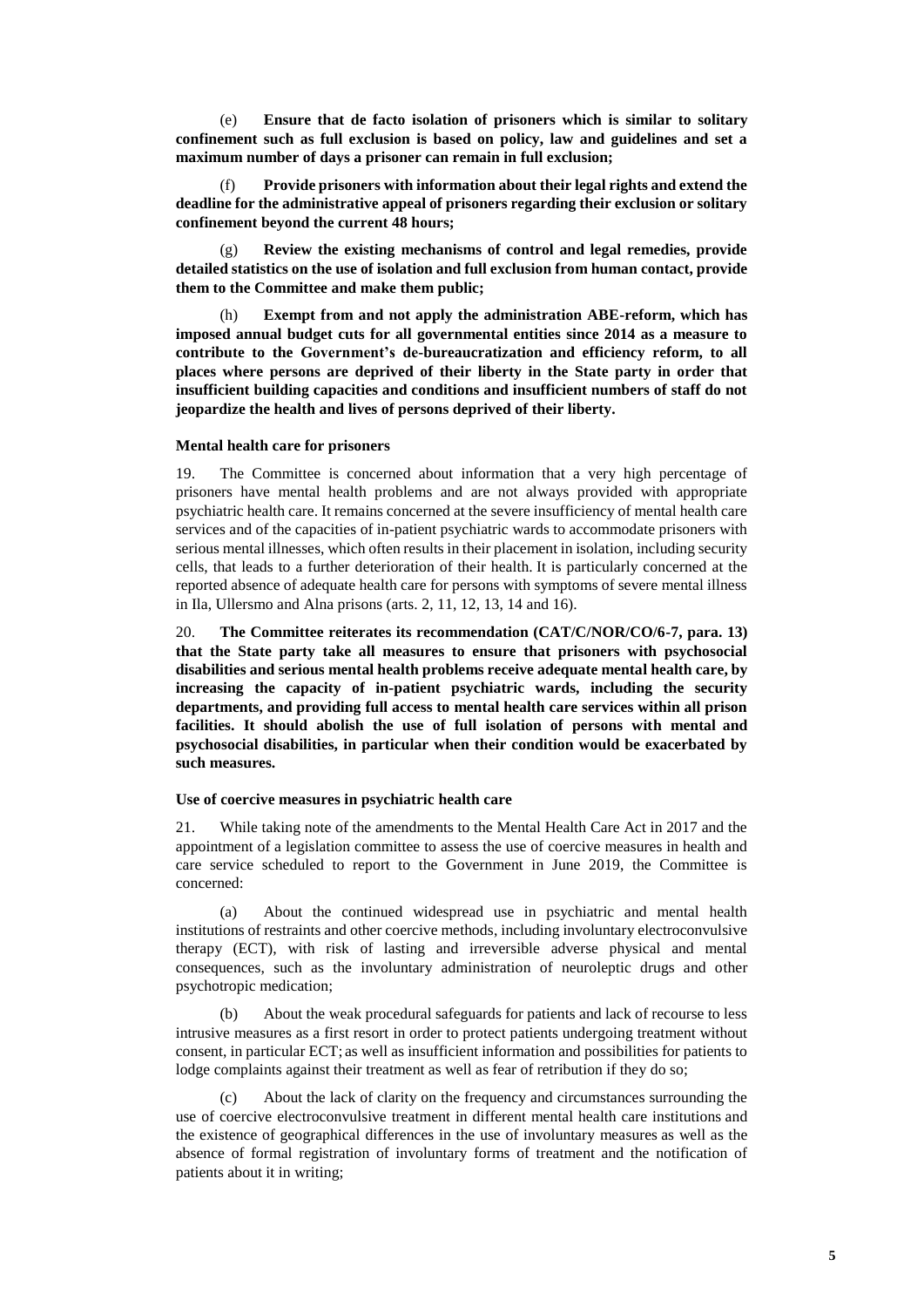(e) **Ensure that de facto isolation of prisoners which is similar to solitary confinement such as full exclusion is based on policy, law and guidelines and set a maximum number of days a prisoner can remain in full exclusion;**

(f) **Provide prisoners with information about their legal rights and extend the deadline for the administrative appeal of prisoners regarding their exclusion or solitary confinement beyond the current 48 hours;**

(g) **Review the existing mechanisms of control and legal remedies, provide detailed statistics on the use of isolation and full exclusion from human contact, provide them to the Committee and make them public;**

(h) **Exempt from and not apply the administration ABE-reform, which has imposed annual budget cuts for all governmental entities since 2014 as a measure to contribute to the Government's de-bureaucratization and efficiency reform, to all places where persons are deprived of their liberty in the State party in order that insufficient building capacities and conditions and insufficient numbers of staff do not jeopardize the health and lives of persons deprived of their liberty.**

### Mental health care for prisoners

19. The Committee is concerned about information that a very high percentage of prisoners have mental health problems and are not always provided with appropriate psychiatric health care. It remains concerned at the severe insufficiency of mental health care services and of the capacities of in-patient psychiatric wards to accommodate prisoners with serious mental illnesses, which often results in their placement in isolation, including security cells, that leads to a further deterioration of their health. It is particularly concerned at the reported absence of adequate health care for persons with symptoms of severe mental illness in Ila, Ullersmo and Alna prisons (arts. 2, 11, 12, 13, 14 and 16).

20. **The Committee reiterates its recommendation (CAT/C/NOR/CO/6-7, para. 13) that the State party take all measures to ensure that prisoners with psychosocial disabilities and serious mental health problems receive adequate mental health care, by increasing the capacity of in-patient psychiatric wards, including the security departments, and providing full access to mental health care services within all prison facilities. It should abolish the use of full isolation of persons with mental and psychosocial disabilities, in particular when their condition would be exacerbated by such measures.**

### Use of coercive measures in psychiatric health care

21. While taking note of the amendments to the Mental Health Care Act in 2017 and the appointment of a legislation committee to assess the use of coercive measures in health and care service scheduled to report to the Government in June 2019, the Committee is concerned:

(a) About the continued widespread use in psychiatric and mental health institutions of restraints and other coercive methods, including involuntary electroconvulsive therapy (ECT), with risk of lasting and irreversible adverse physical and mental consequences, such as the involuntary administration of neuroleptic drugs and other psychotropic medication;

(b) About the weak procedural safeguards for patients and lack of recourse to less intrusive measures as a first resort in order to protect patients undergoing treatment without consent, in particular ECT; as well as insufficient information and possibilities for patients to lodge complaints against their treatment as well as fear of retribution if they do so;

(c) About the lack of clarity on the frequency and circumstances surrounding the use of coercive electroconvulsive treatment in different mental health care institutions and the existence of geographical differences in the use of involuntary measures as well as the absence of formal registration of involuntary forms of treatment and the notification of patients about it in writing;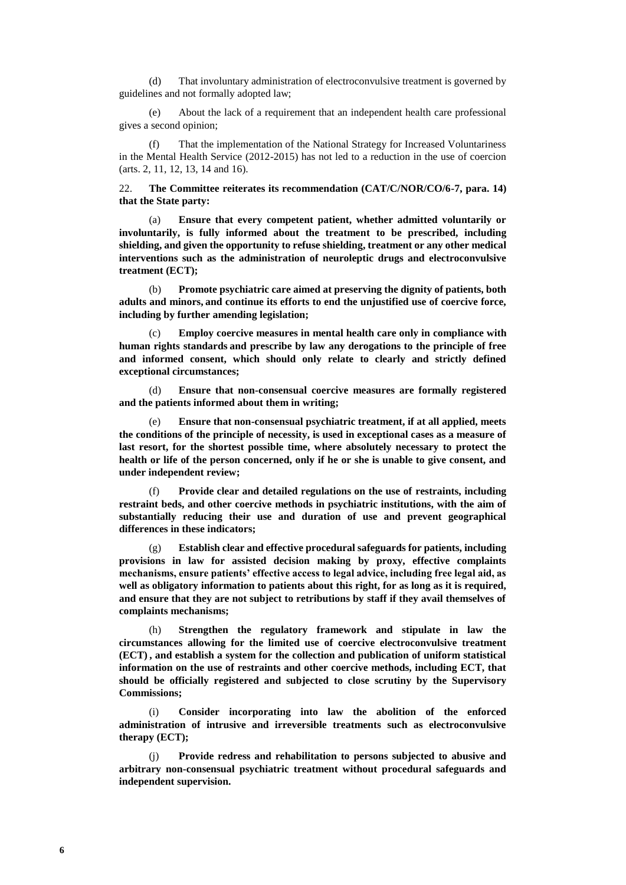(d) That involuntary administration of electroconvulsive treatment is governed by guidelines and not formally adopted law;

(e) About the lack of a requirement that an independent health care professional gives a second opinion;

(f) That the implementation of the National Strategy for Increased Voluntariness in the Mental Health Service (2012-2015) has not led to a reduction in the use of coercion (arts. 2, 11, 12, 13, 14 and 16).

22. **The Committee reiterates its recommendation (CAT/C/NOR/CO/6-7, para. 14) that the State party:**

(a) **Ensure that every competent patient, whether admitted voluntarily or involuntarily, is fully informed about the treatment to be prescribed, including shielding, and given the opportunity to refuse shielding, treatment or any other medical interventions such as the administration of neuroleptic drugs and electroconvulsive treatment (ECT);**

(b) **Promote psychiatric care aimed at preserving the dignity of patients, both adults and minors, and continue its efforts to end the unjustified use of coercive force, including by further amending legislation;**

(c) **Employ coercive measures in mental health care only in compliance with human rights standards and prescribe by law any derogations to the principle of free and informed consent, which should only relate to clearly and strictly defined exceptional circumstances;**

(d) **Ensure that non-consensual coercive measures are formally registered and the patients informed about them in writing;**

(e) **Ensure that non-consensual psychiatric treatment, if at all applied, meets the conditions of the principle of necessity, is used in exceptional cases as a measure of last resort, for the shortest possible time, where absolutely necessary to protect the health or life of the person concerned, only if he or she is unable to give consent, and under independent review;**

(f) **Provide clear and detailed regulations on the use of restraints, including restraint beds, and other coercive methods in psychiatric institutions, with the aim of substantially reducing their use and duration of use and prevent geographical differences in these indicators;**

(g) **Establish clear and effective procedural safeguards for patients, including provisions in law for assisted decision making by proxy, effective complaints mechanisms, ensure patients' effective access to legal advice, including free legal aid, as well as obligatory information to patients about this right, for as long as it is required, and ensure that they are not subject to retributions by staff if they avail themselves of complaints mechanisms;**

(h) **Strengthen the regulatory framework and stipulate in law the circumstances allowing for the limited use of coercive electroconvulsive treatment (ECT) , and establish a system for the collection and publication of uniform statistical information on the use of restraints and other coercive methods, including ECT, that should be officially registered and subjected to close scrutiny by the Supervisory Commissions;**

(i) **Consider incorporating into law the abolition of the enforced administration of intrusive and irreversible treatments such as electroconvulsive therapy (ECT);**

(j) **Provide redress and rehabilitation to persons subjected to abusive and arbitrary non-consensual psychiatric treatment without procedural safeguards and independent supervision.**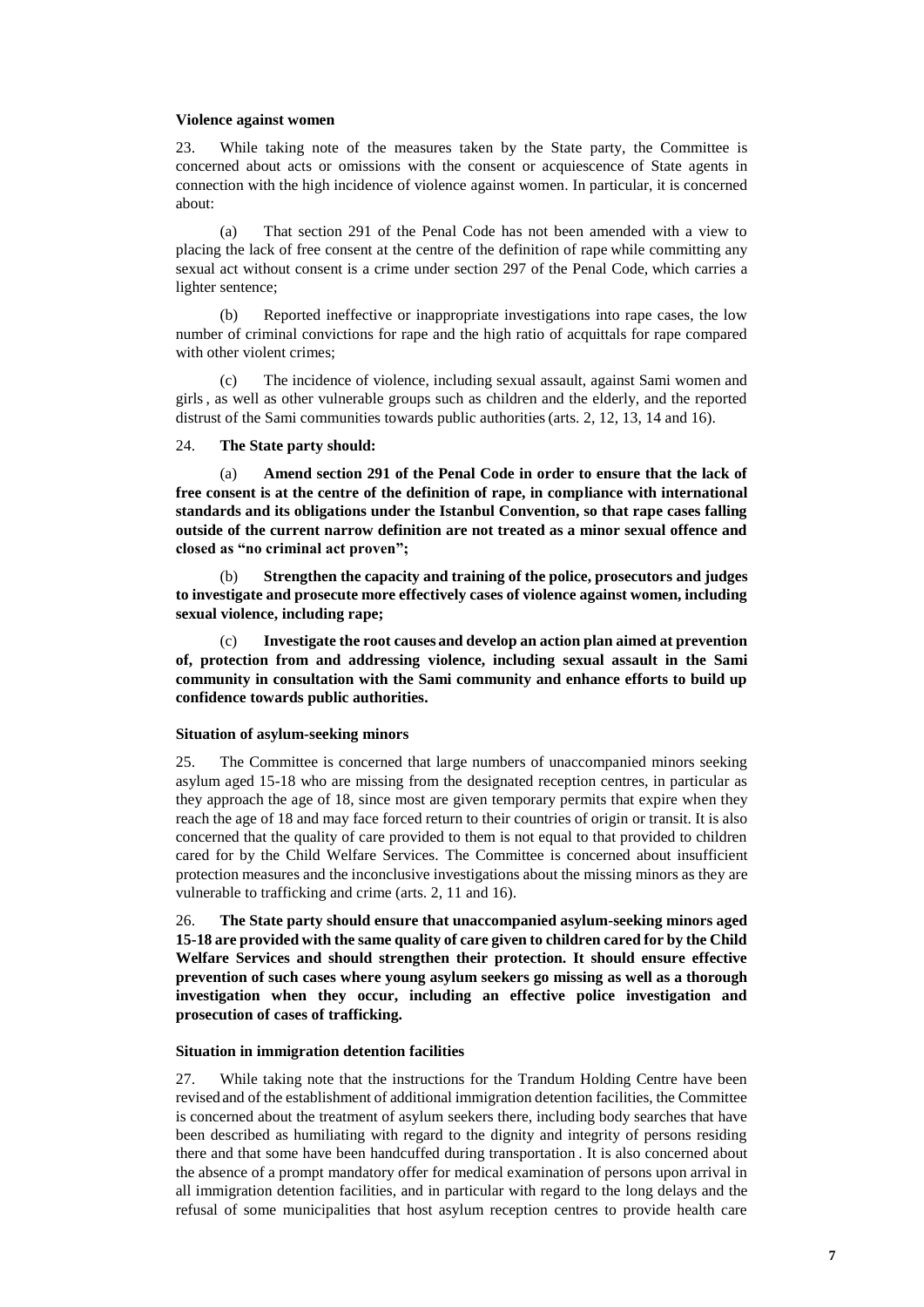**Violence against women**

23. While taking note of the measures taken by the State party, the Committee is concerned about acts or omissions with the consent or acquiescence of State agents in connection with the high incidence of violence against women. In particular, it is concerned about:

(a) That section 291 of the Penal Code has not been amended with a view to placing the lack of free consent at the centre of the definition of rape while committing any sexual act without consent is a crime under section 297 of the Penal Code, which carries a lighter sentence;

(b) Reported ineffective or inappropriate investigations into rape cases, the low number of criminal convictions for rape and the high ratio of acquittals for rape compared with other violent crimes;

(c) The incidence of violence, including sexual assault, against Sami women and girls , as well as other vulnerable groups such as children and the elderly, and the reported distrust of the Sami communities towards public authorities (arts. 2, 12, 13, 14 and 16).

24. **The State party should:**

(a) **Amend section 291 of the Penal Code in order to ensure that the lack of free consent is at the centre of the definition of rape, in compliance with international standards and its obligations under the Istanbul Convention, so that rape cases falling outside of the current narrow definition are not treated as a minor sexual offence and closed as "no criminal act proven";**

(b) **Strengthen the capacity and training of the police, prosecutors and judges to investigate and prosecute more effectively cases of violence against women, including sexual violence, including rape;**

(c) **Investigate the root causes and develop an action plan aimed at prevention of, protection from and addressing violence, including sexual assault in the Sami community in consultation with the Sami community and enhance efforts to build up confidence towards public authorities.**

**Situation of asylum-seeking minors**

25. The Committee is concerned that large numbers of unaccompanied minors seeking asylum aged 15-18 who are missing from the designated reception centres, in particular as they approach the age of 18, since most are given temporary permits that expire when they reach the age of 18 and may face forced return to their countries of origin or transit. It is also concerned that the quality of care provided to them is not equal to that provided to children cared for by the Child Welfare Services. The Committee is concerned about insufficient protection measures and the inconclusive investigations about the missing minors as they are vulnerable to trafficking and crime (arts. 2, 11 and 16).

26. **The State party should ensure that unaccompanied asylum-seeking minors aged 15-18 are provided with the same quality of care given to children cared for by the Child Welfare Services and should strengthen their protection. It should ensure effective prevention of such cases where young asylum seekers go missing as well as a thorough investigation when they occur, including an effective police investigation and prosecution of cases of trafficking.**

**Situation in immigration detention facilities**

27. While taking note that the instructions for the Trandum Holding Centre have been revised and of the establishment of additional immigration detention facilities, the Committee is concerned about the treatment of asylum seekers there, including body searches that have been described as humiliating with regard to the dignity and integrity of persons residing there and that some have been handcuffed during transportation . It is also concerned about the absence of a prompt mandatory offer for medical examination of persons upon arrival in all immigration detention facilities, and in particular with regard to the long delays and the refusal of some municipalities that host asylum reception centres to provide health care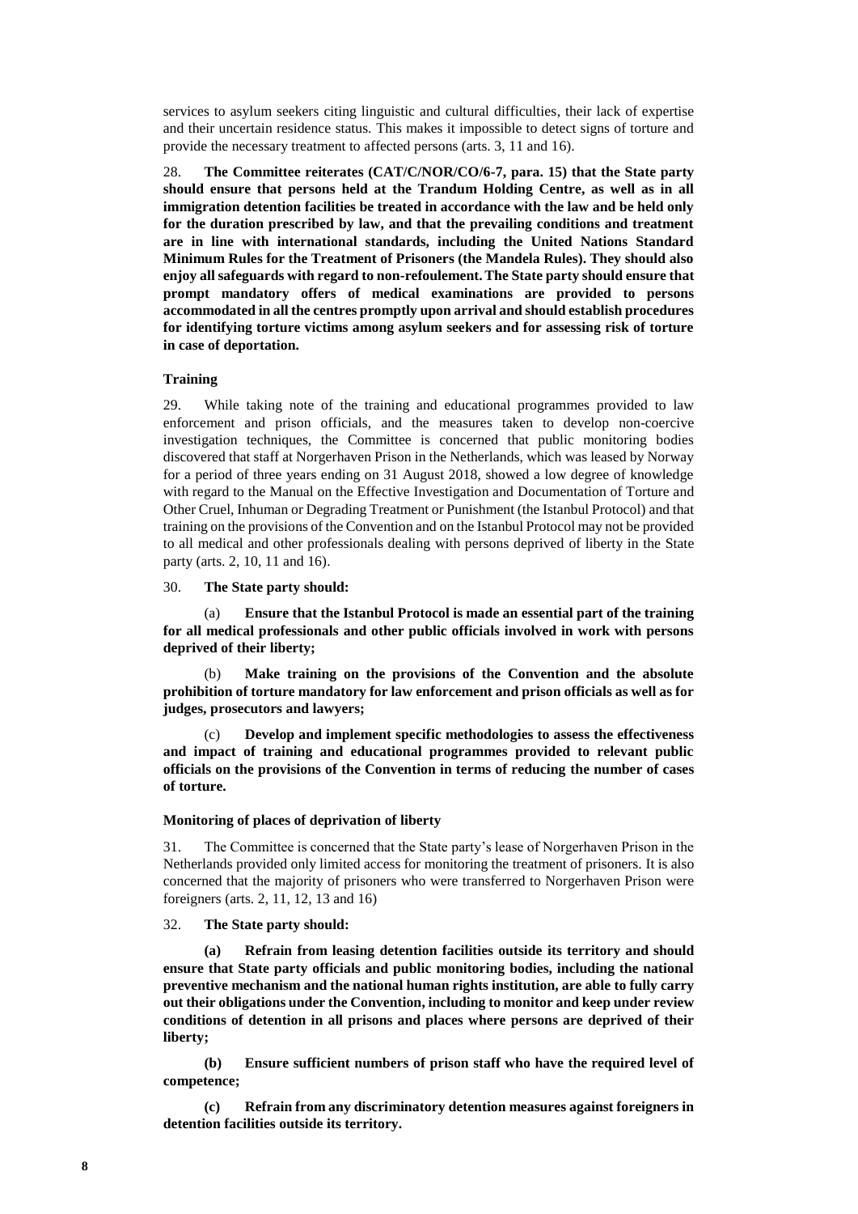services to asylum seekers citing linguistic and cultural difficulties, their lack of expertise and their uncertain residence status. This makes it impossible to detect signs of torture and provide the necessary treatment to affected persons (arts. 3, 11 and 16).

28. **The Committee reiterates (CAT/C/NOR/CO/6-7, para. 15) that the State party should ensure that persons held at the Trandum Holding Centre, as well as in all immigration detention facilities be treated in accordance with the law and be held only for the duration prescribed by law, and that the prevailing conditions and treatment are in line with international standards, including the United Nations Standard Minimum Rules for the Treatment of Prisoners (the Mandela Rules). They should also enjoy all safeguards with regard to non-refoulement. The State party should ensure that prompt mandatory offers of medical examinations are provided to persons accommodated in all the centres promptly upon arrival and should establish procedures for identifying torture victims among asylum seekers and for assessing risk of torture in case of deportation.**

### Training

29. While taking note of the training and educational programmes provided to law enforcement and prison officials, and the measures taken to develop non-coercive investigation techniques, the Committee is concerned that public monitoring bodies discovered that staff at Norgerhaven Prison in the Netherlands, which was leased by Norway for a period of three years ending on 31 August 2018, showed a low degree of knowledge with regard to the Manual on the Effective Investigation and Documentation of Torture and Other Cruel, Inhuman or Degrading Treatment or Punishment (the Istanbul Protocol) and that training on the provisions of the Convention and on the Istanbul Protocol may not be provided to all medical and other professionals dealing with persons deprived of liberty in the State party (arts. 2, 10, 11 and 16).

30. **The State party should:**

(a) **Ensure that the Istanbul Protocol is made an essential part of the training for all medical professionals and other public officials involved in work with persons deprived of their liberty;**

(b) **Make training on the provisions of the Convention and the absolute prohibition of torture mandatory for law enforcement and prison officials as well as for judges, prosecutors and lawyers;**

(c) **Develop and implement specific methodologies to assess the effectiveness and impact of training and educational programmes provided to relevant public officials on the provisions of the Convention in terms of reducing the number of cases of torture.**

### Monitoring of places of deprivation of liberty

31. The Committee is concerned that the State party's lease of Norgerhaven Prison in the Netherlands provided only limited access for monitoring the treatment of prisoners. It is also concerned that the majority of prisoners who were transferred to Norgerhaven Prison were foreigners (arts. 2, 11, 12, 13 and 16)

32. **The State party should:**

**(a) Refrain from leasing detention facilities outside its territory and should ensure that State party officials and public monitoring bodies, including the national preventive mechanism and the national human rights institution, are able to fully carry out their obligations under the Convention, including to monitor and keep under review conditions of detention in all prisons and places where persons are deprived of their liberty;**

**(b) Ensure sufficient numbers of prison staff who have the required level of competence;**

**(c) Refrain from any discriminatory detention measures against foreigners in detention facilities outside its territory.**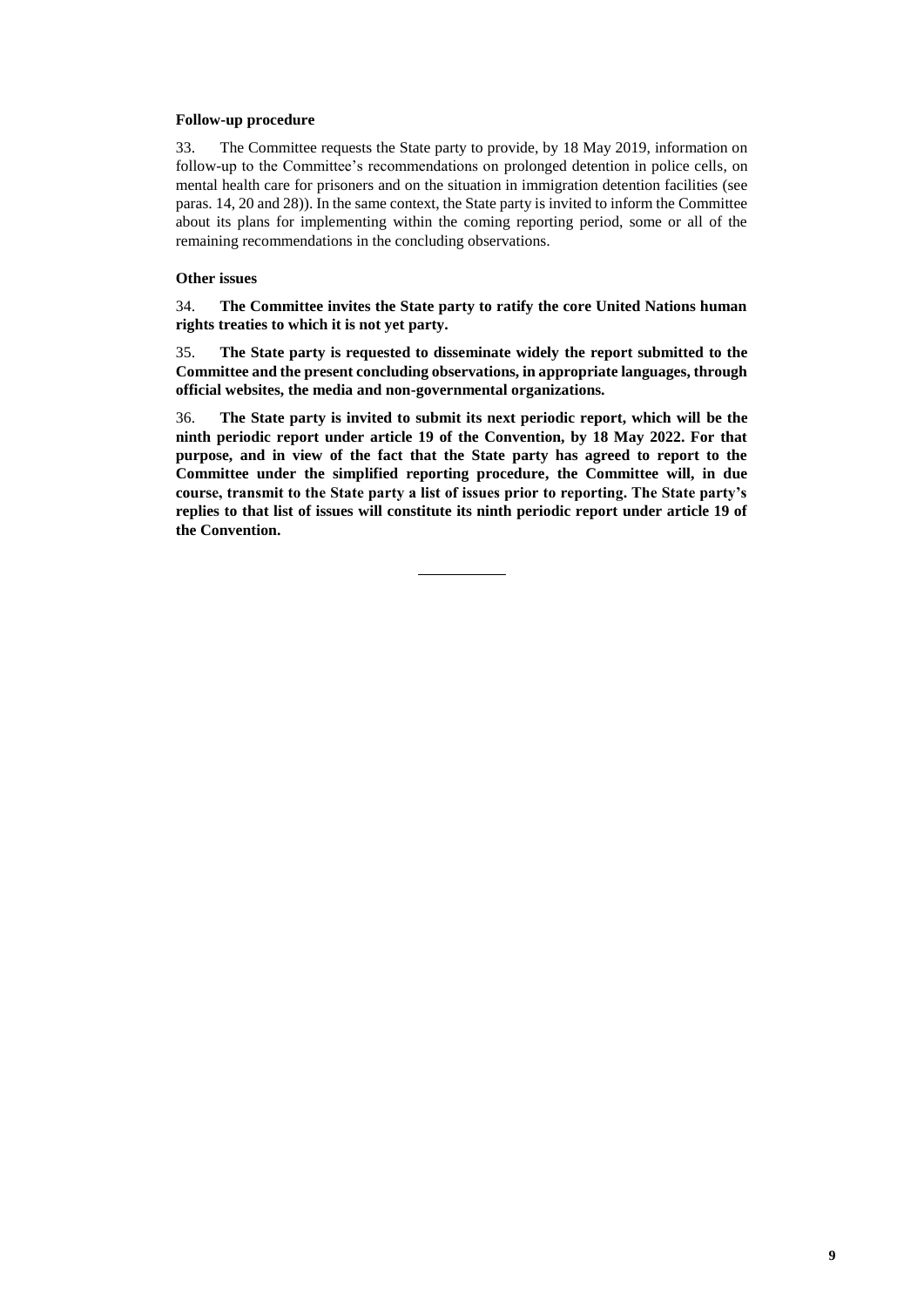**Follow-up procedure**

33. The Committee requests the State party to provide, by 18 May 2019, information on follow-up to the Committee's recommendations on prolonged detention in police cells, on mental health care for prisoners and on the situation in immigration detention facilities (see paras. 14, 20 and 28)). In the same context, the State party is invited to inform the Committee about its plans for implementing within the coming reporting period, some or all of the remaining recommendations in the concluding observations.

**Other issues**

34. **The Committee invites the State party to ratify the core United Nations human rights treaties to which it is not yet party.**

35. **The State party is requested to disseminate widely the report submitted to the Committee and the present concluding observations, in appropriate languages, through official websites, the media and non-governmental organizations.**

36. **The State party is invited to submit its next periodic report, which will be the ninth periodic report under article 19 of the Convention, by 18 May 2022. For that purpose, and in view of the fact that the State party has agreed to report to the Committee under the simplified reporting procedure, the Committee will, in due course, transmit to the State party a list of issues prior to reporting. The State party's replies to that list of issues will constitute its ninth periodic report under article 19 of the Convention.**